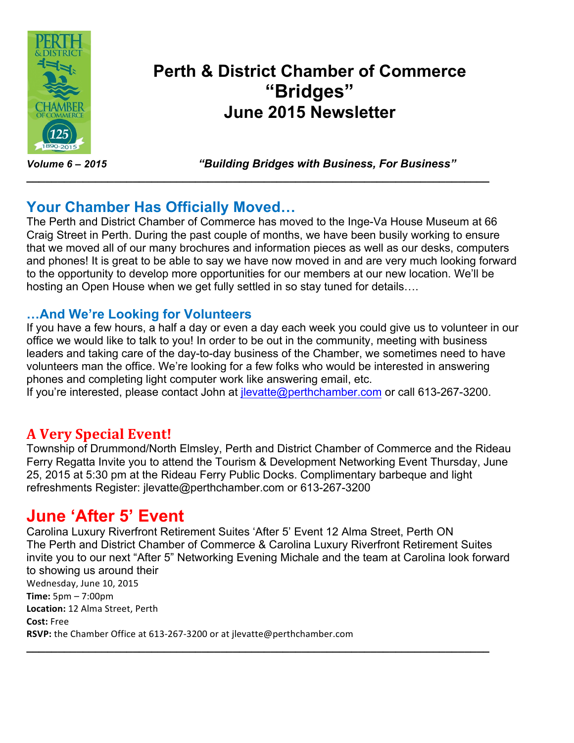# Perth & District Chamber of Commerce "Bridges" June 2015 Newsletter

*Volume 6 – 2015*

***"Building Bridges with Business, For Business"***

---

## Your Chamber Has Officially Moved…

The Perth and District Chamber of Commerce has moved to the Inge-Va House Museum at 66 Craig Street in Perth. During the past couple of months, we have been busily working to ensure that we moved all of our many brochures and information pieces as well as our desks, computers and phones! It is great to be able to say we have now moved in and are very much looking forward to the opportunity to develop more opportunities for our members at our new location. We'll be hosting an Open House when we get fully settled in so stay tuned for details….

### …And We're Looking for Volunteers

If you have a few hours, a half a day or even a day each week you could give us to volunteer in our office we would like to talk to you! In order to be out in the community, meeting with business leaders and taking care of the day-to-day business of the Chamber, we sometimes need to have volunteers man the office. We're looking for a few folks who would be interested in answering phones and completing light computer work like answering email, etc.

If you're interested, please contact John at jlevatte@perthchamber.com or call 613-267-3200.

## A Very Special Event!

Township of Drummond/North Elmsley, Perth and District Chamber of Commerce and the Rideau Ferry Regatta Invite you to attend the Tourism & Development Networking Event Thursday, June 25, 2015 at 5:30 pm at the Rideau Ferry Public Docks. Complimentary barbeque and light refreshments Register: jlevatte@perthchamber.com or 613-267-3200

## June 'After 5' Event

Carolina Luxury Riverfront Retirement Suites 'After 5' Event 12 Alma Street, Perth ON

The Perth and District Chamber of Commerce & Carolina Luxury Riverfront Retirement Suites invite you to our next "After 5" Networking Evening Michale and the team at Carolina look forward to showing us around their

Wednesday, June 10, 2015

**Time:** 5pm – 7:00pm

**Location:** 12 Alma Street, Perth

**Cost:** Free

**RSVP:** the Chamber Office at 613-267-3200 or at jlevatte@perthchamber.com

---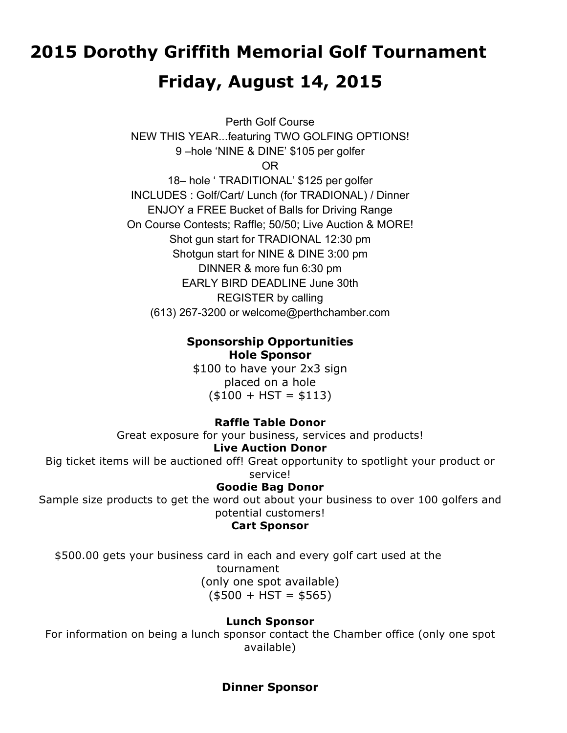# 2015 Dorothy Griffith Memorial Golf Tournament

## Friday, August 14, 2015

Perth Golf Course
NEW THIS YEAR...featuring TWO GOLFING OPTIONS!
9 –hole 'NINE & DINE' $105 per golfer
OR
18– hole ' TRADITIONAL' $125 per golfer
INCLUDES : Golf/Cart/ Lunch (for TRADIONAL) / Dinner
ENJOY a FREE Bucket of Balls for Driving Range
On Course Contests; Raffle; 50/50; Live Auction & MORE!
Shot gun start for TRADIONAL 12:30 pm
Shotgun start for NINE & DINE 3:00 pm
DINNER & more fun 6:30 pm
EARLY BIRD DEADLINE June 30th
REGISTER by calling
(613) 267-3200 or welcome@perthchamber.com

**Sponsorship Opportunities**

**Hole Sponsor**

$100 to have your 2x3 sign
placed on a hole
($100 + HST = $113)

**Raffle Table Donor**

Great exposure for your business, services and products!

**Live Auction Donor**

Big ticket items will be auctioned off! Great opportunity to spotlight your product or service!

**Goodie Bag Donor**

Sample size products to get the word out about your business to over 100 golfers and potential customers!

**Cart Sponsor**

$500.00 gets your business card in each and every golf cart used at the tournament
(only one spot available)
($500 + HST = $565)

**Lunch Sponsor**

For information on being a lunch sponsor contact the Chamber office (only one spot available)

**Dinner Sponsor**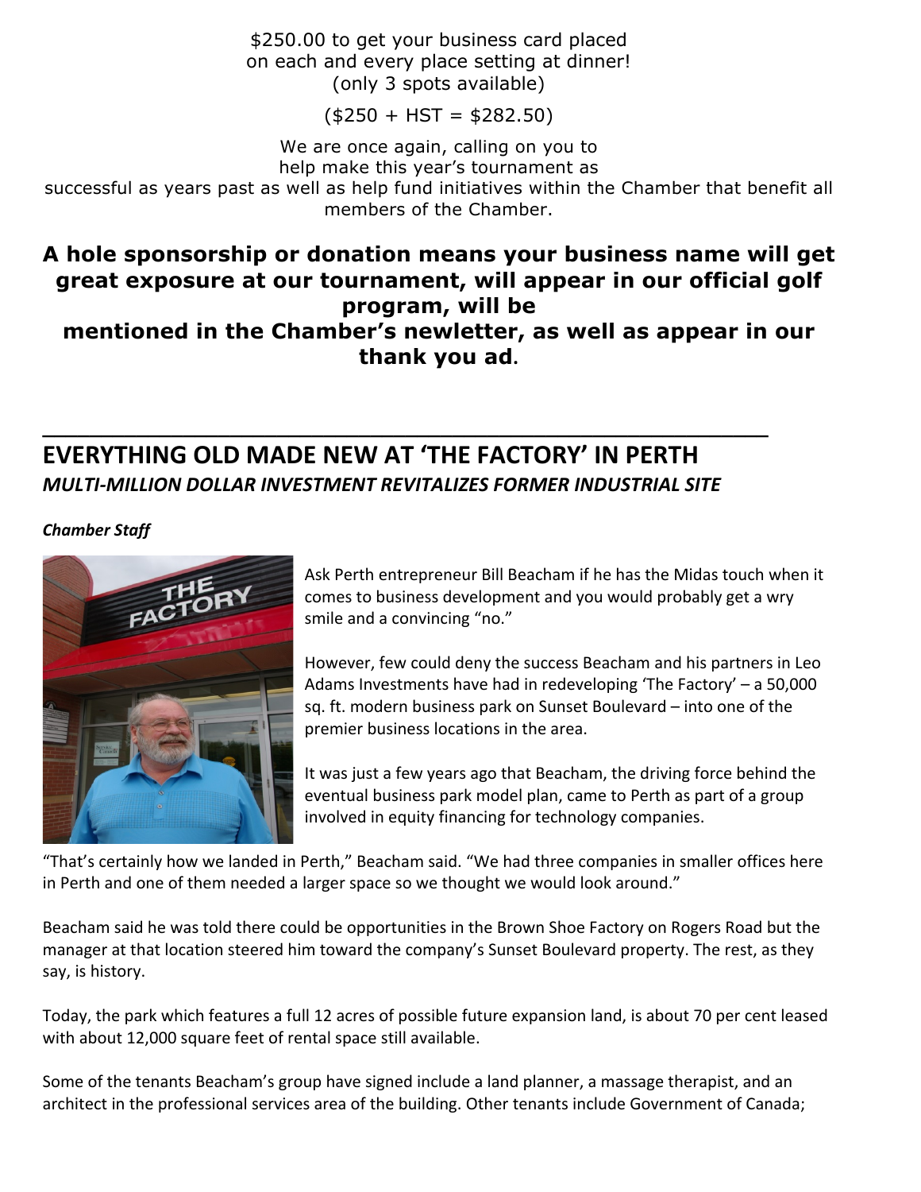$250.00 to get your business card placed on each and every place setting at dinner! (only 3 spots available)

($250 + HST = $282.50)

We are once again, calling on you to help make this year's tournament as successful as years past as well as help fund initiatives within the Chamber that benefit all members of the Chamber.

**A hole sponsorship or donation means your business name will get great exposure at our tournament, will appear in our official golf program, will be mentioned in the Chamber's newletter, as well as appear in our thank you ad.**

---

## EVERYTHING OLD MADE NEW AT 'THE FACTORY' IN PERTH

***MULTI-MILLION DOLLAR INVESTMENT REVITALIZES FORMER INDUSTRIAL SITE***

***Chamber Staff***

Ask Perth entrepreneur Bill Beacham if he has the Midas touch when it comes to business development and you would probably get a wry smile and a convincing "no."

However, few could deny the success Beacham and his partners in Leo Adams Investments have had in redeveloping 'The Factory' – a 50,000 sq. ft. modern business park on Sunset Boulevard – into one of the premier business locations in the area.

It was just a few years ago that Beacham, the driving force behind the eventual business park model plan, came to Perth as part of a group involved in equity financing for technology companies.

"That's certainly how we landed in Perth," Beacham said. "We had three companies in smaller offices here in Perth and one of them needed a larger space so we thought we would look around."

Beacham said he was told there could be opportunities in the Brown Shoe Factory on Rogers Road but the manager at that location steered him toward the company's Sunset Boulevard property. The rest, as they say, is history.

Today, the park which features a full 12 acres of possible future expansion land, is about 70 per cent leased with about 12,000 square feet of rental space still available.

Some of the tenants Beacham's group have signed include a land planner, a massage therapist, and an architect in the professional services area of the building. Other tenants include Government of Canada;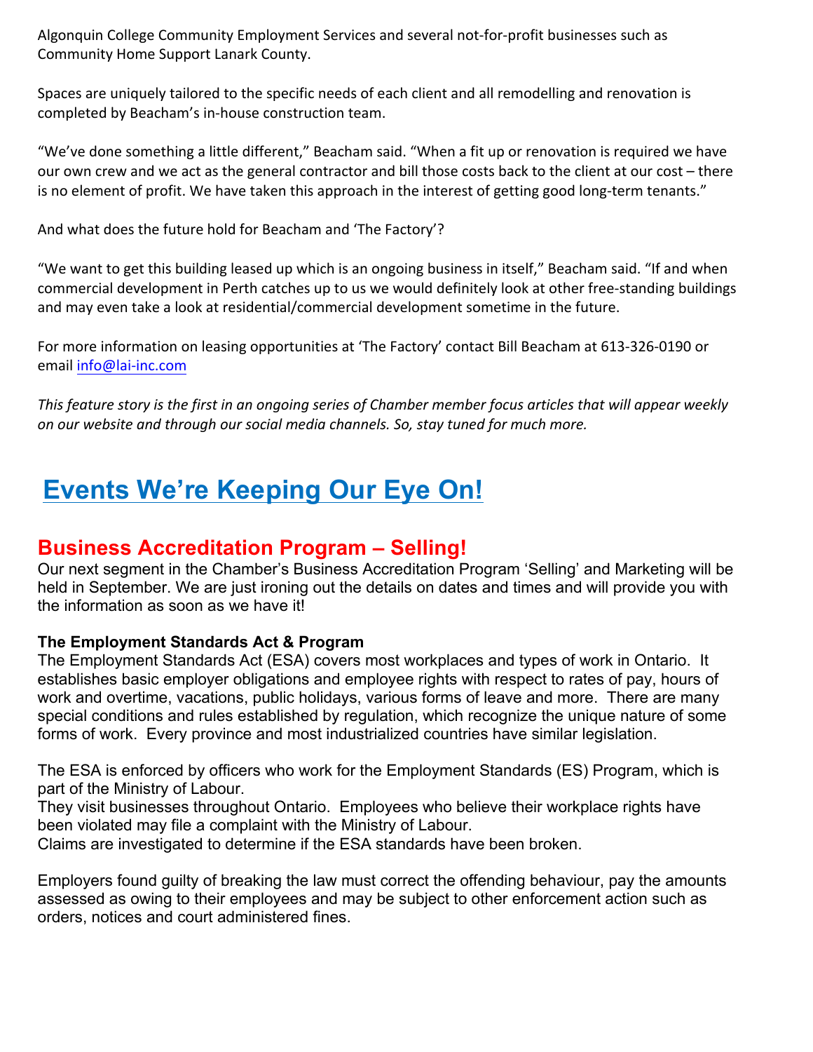Algonquin College Community Employment Services and several not-for-profit businesses such as Community Home Support Lanark County.

Spaces are uniquely tailored to the specific needs of each client and all remodelling and renovation is completed by Beacham's in-house construction team.

"We've done something a little different," Beacham said. "When a fit up or renovation is required we have our own crew and we act as the general contractor and bill those costs back to the client at our cost – there is no element of profit. We have taken this approach in the interest of getting good long-term tenants."

And what does the future hold for Beacham and 'The Factory'?

"We want to get this building leased up which is an ongoing business in itself," Beacham said. "If and when commercial development in Perth catches up to us we would definitely look at other free-standing buildings and may even take a look at residential/commercial development sometime in the future.

For more information on leasing opportunities at 'The Factory' contact Bill Beacham at 613-326-0190 or email info@lai-inc.com

*This feature story is the first in an ongoing series of Chamber member focus articles that will appear weekly on our website and through our social media channels. So, stay tuned for much more.*

# Events We're Keeping Our Eye On!

## Business Accreditation Program – Selling!

Our next segment in the Chamber's Business Accreditation Program 'Selling' and Marketing will be held in September. We are just ironing out the details on dates and times and will provide you with the information as soon as we have it!

**The Employment Standards Act & Program**

The Employment Standards Act (ESA) covers most workplaces and types of work in Ontario. It establishes basic employer obligations and employee rights with respect to rates of pay, hours of work and overtime, vacations, public holidays, various forms of leave and more. There are many special conditions and rules established by regulation, which recognize the unique nature of some forms of work. Every province and most industrialized countries have similar legislation.

The ESA is enforced by officers who work for the Employment Standards (ES) Program, which is part of the Ministry of Labour.
They visit businesses throughout Ontario. Employees who believe their workplace rights have been violated may file a complaint with the Ministry of Labour.
Claims are investigated to determine if the ESA standards have been broken.

Employers found guilty of breaking the law must correct the offending behaviour, pay the amounts assessed as owing to their employees and may be subject to other enforcement action such as orders, notices and court administered fines.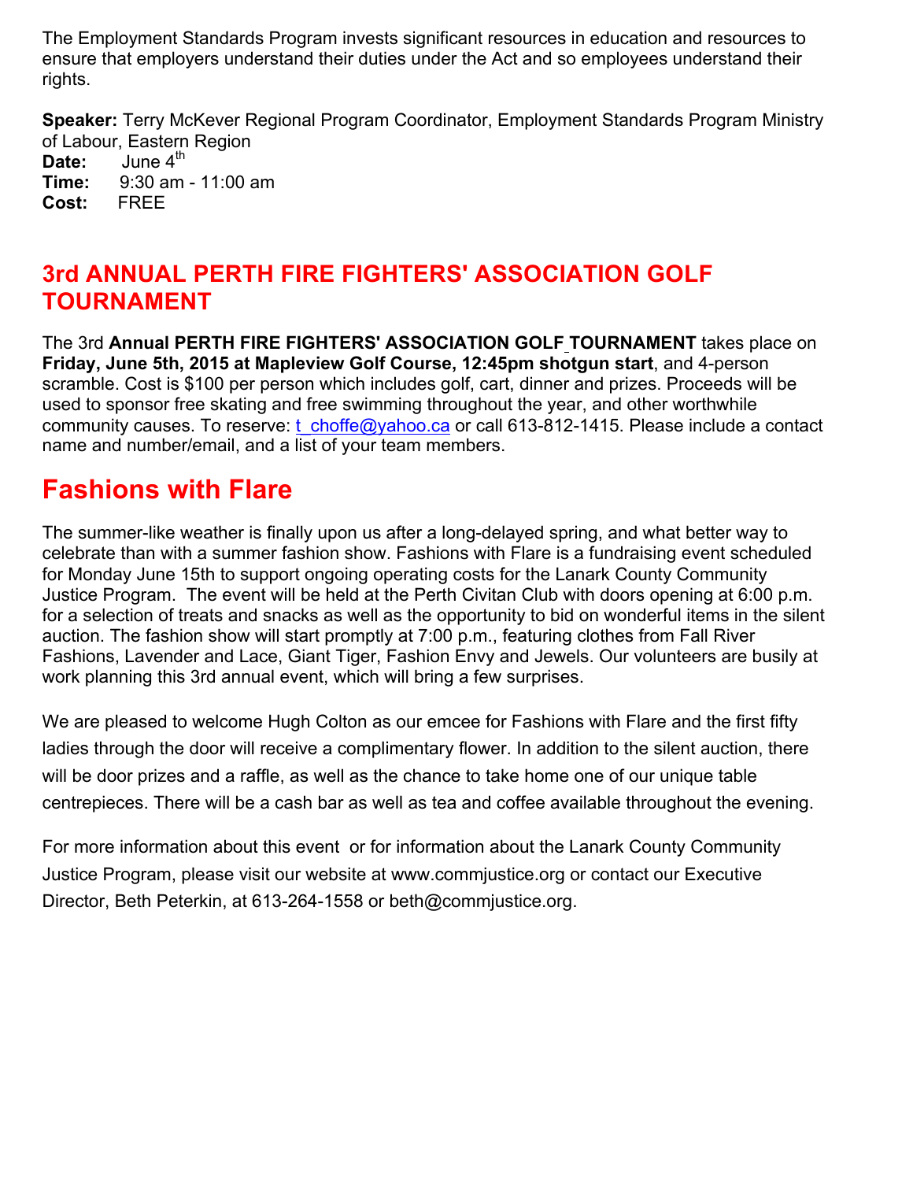The Employment Standards Program invests significant resources in education and resources to ensure that employers understand their duties under the Act and so employees understand their rights.

**Speaker:** Terry McKever Regional Program Coordinator, Employment Standards Program Ministry of Labour, Eastern Region
**Date:** June 4th
**Time:** 9:30 am - 11:00 am
**Cost:** FREE

## 3rd ANNUAL PERTH FIRE FIGHTERS' ASSOCIATION GOLF TOURNAMENT

The 3rd **Annual PERTH FIRE FIGHTERS' ASSOCIATION GOLF TOURNAMENT** takes place on **Friday, June 5th, 2015 at Mapleview Golf Course, 12:45pm shotgun start**, and 4-person scramble. Cost is $100 per person which includes golf, cart, dinner and prizes. Proceeds will be used to sponsor free skating and free swimming throughout the year, and other worthwhile community causes. To reserve: t_choffe@yahoo.ca or call 613-812-1415. Please include a contact name and number/email, and a list of your team members.

# Fashions with Flare

The summer-like weather is finally upon us after a long-delayed spring, and what better way to celebrate than with a summer fashion show. Fashions with Flare is a fundraising event scheduled for Monday June 15th to support ongoing operating costs for the Lanark County Community Justice Program. The event will be held at the Perth Civitan Club with doors opening at 6:00 p.m. for a selection of treats and snacks as well as the opportunity to bid on wonderful items in the silent auction. The fashion show will start promptly at 7:00 p.m., featuring clothes from Fall River Fashions, Lavender and Lace, Giant Tiger, Fashion Envy and Jewels. Our volunteers are busily at work planning this 3rd annual event, which will bring a few surprises.

We are pleased to welcome Hugh Colton as our emcee for Fashions with Flare and the first fifty ladies through the door will receive a complimentary flower. In addition to the silent auction, there will be door prizes and a raffle, as well as the chance to take home one of our unique table centrepieces. There will be a cash bar as well as tea and coffee available throughout the evening.

For more information about this event or for information about the Lanark County Community Justice Program, please visit our website at www.commjustice.org or contact our Executive Director, Beth Peterkin, at 613-264-1558 or beth@commjustice.org.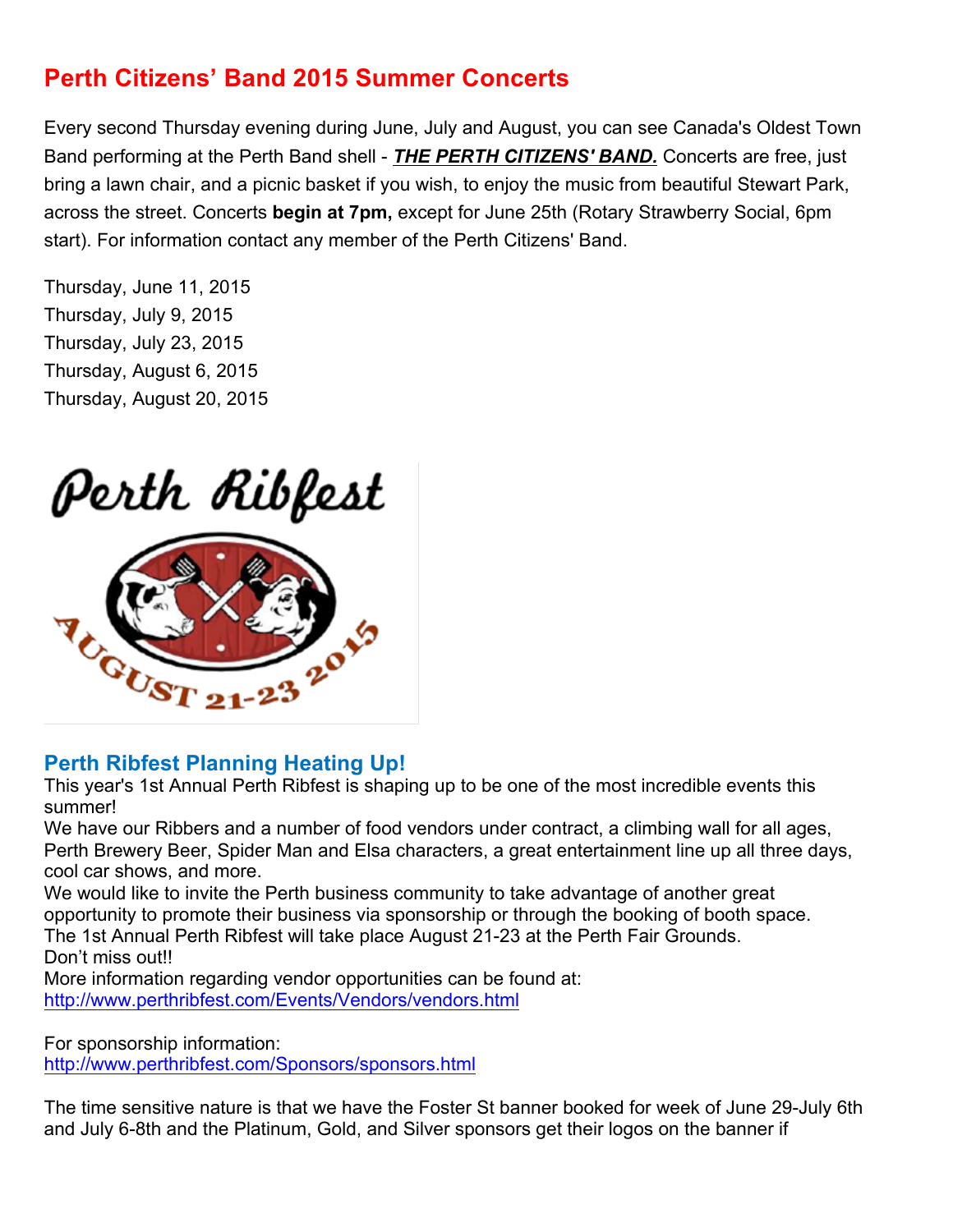## Perth Citizens' Band 2015 Summer Concerts

Every second Thursday evening during June, July and August, you can see Canada's Oldest Town Band performing at the Perth Band shell - ***THE PERTH CITIZENS' BAND.*** Concerts are free, just bring a lawn chair, and a picnic basket if you wish, to enjoy the music from beautiful Stewart Park, across the street. Concerts **begin at 7pm,** except for June 25th (Rotary Strawberry Social, 6pm start). For information contact any member of the Perth Citizens' Band.

Thursday, June 11, 2015
Thursday, July 9, 2015
Thursday, July 23, 2015
Thursday, August 6, 2015
Thursday, August 20, 2015

Perth Ribfest

AUGUST 21-23 2015

### Perth Ribfest Planning Heating Up!

This year's 1st Annual Perth Ribfest is shaping up to be one of the most incredible events this summer!
We have our Ribbers and a number of food vendors under contract, a climbing wall for all ages, Perth Brewery Beer, Spider Man and Elsa characters, a great entertainment line up all three days, cool car shows, and more.
We would like to invite the Perth business community to take advantage of another great opportunity to promote their business via sponsorship or through the booking of booth space.
The 1st Annual Perth Ribfest will take place August 21-23 at the Perth Fair Grounds.
Don't miss out!!
More information regarding vendor opportunities can be found at:
http://www.perthribfest.com/Events/Vendors/vendors.html

For sponsorship information:
http://www.perthribfest.com/Sponsors/sponsors.html

The time sensitive nature is that we have the Foster St banner booked for week of June 29-July 6th and July 6-8th and the Platinum, Gold, and Silver sponsors get their logos on the banner if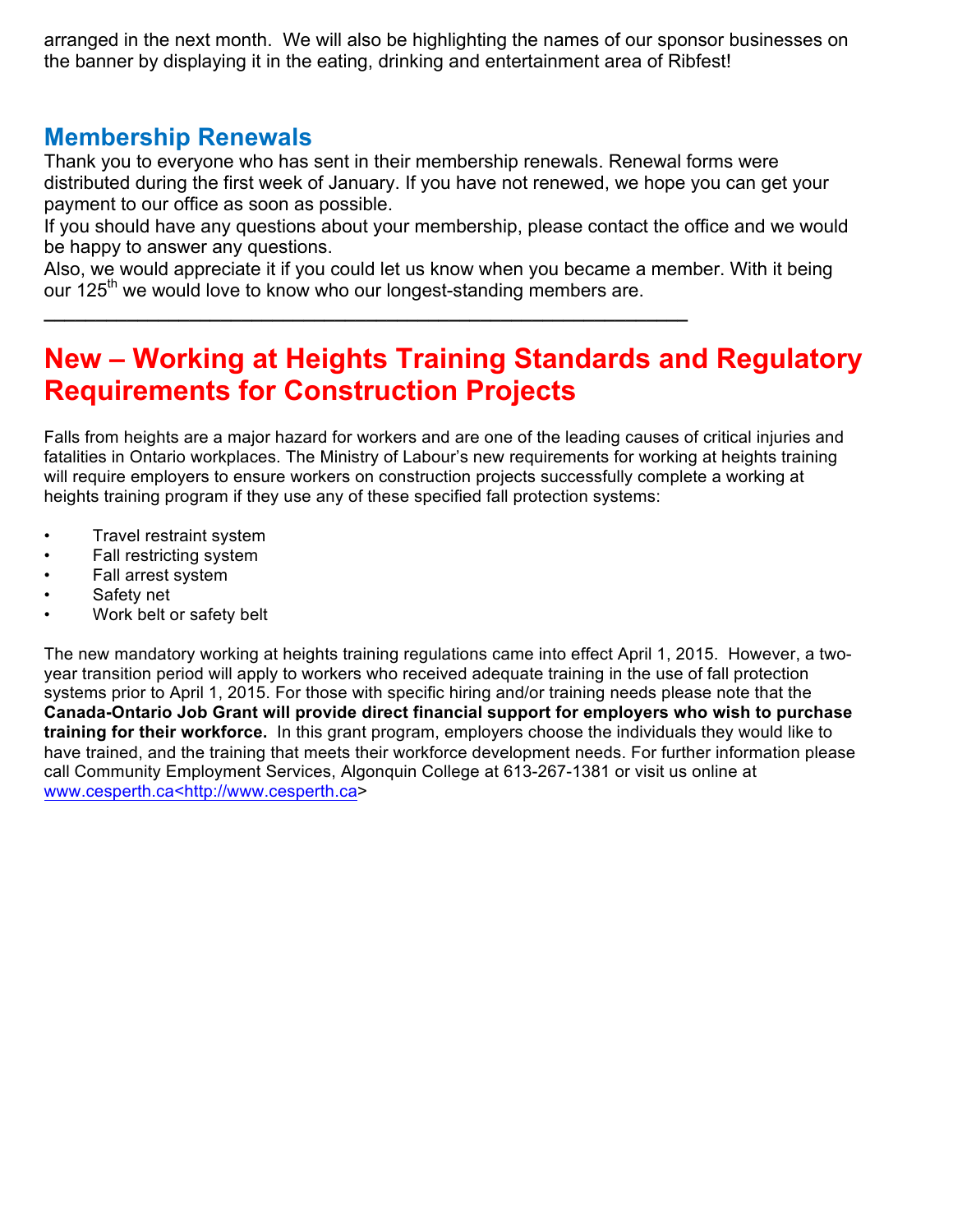arranged in the next month. We will also be highlighting the names of our sponsor businesses on the banner by displaying it in the eating, drinking and entertainment area of Ribfest!

## Membership Renewals

Thank you to everyone who has sent in their membership renewals. Renewal forms were distributed during the first week of January. If you have not renewed, we hope you can get your payment to our office as soon as possible.

If you should have any questions about your membership, please contact the office and we would be happy to answer any questions.

Also, we would appreciate it if you could let us know when you became a member. With it being our 125th we would love to know who our longest-standing members are.

---

# New – Working at Heights Training Standards and Regulatory Requirements for Construction Projects

Falls from heights are a major hazard for workers and are one of the leading causes of critical injuries and fatalities in Ontario workplaces. The Ministry of Labour's new requirements for working at heights training will require employers to ensure workers on construction projects successfully complete a working at heights training program if they use any of these specified fall protection systems:

- Travel restraint system
- Fall restricting system
- Fall arrest system
- Safety net
- Work belt or safety belt

The new mandatory working at heights training regulations came into effect April 1, 2015. However, a two-year transition period will apply to workers who received adequate training in the use of fall protection systems prior to April 1, 2015. For those with specific hiring and/or training needs please note that the **Canada-Ontario Job Grant will provide direct financial support for employers who wish to purchase training for their workforce.** In this grant program, employers choose the individuals they would like to have trained, and the training that meets their workforce development needs. For further information please call Community Employment Services, Algonquin College at 613-267-1381 or visit us online at www.cesperth.ca<http://www.cesperth.ca>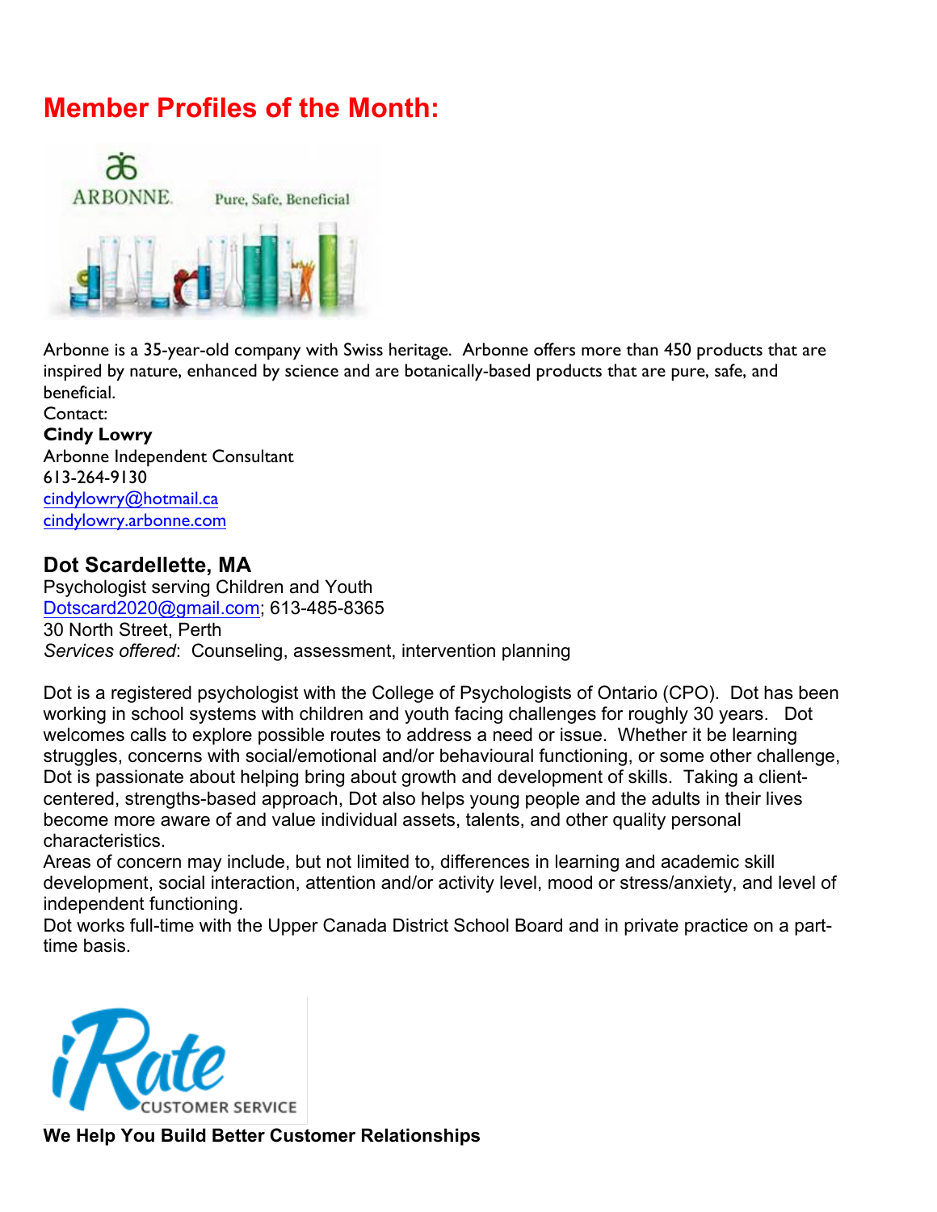# Member Profiles of the Month:

Arbonne is a 35-year-old company with Swiss heritage. Arbonne offers more than 450 products that are inspired by nature, enhanced by science and are botanically-based products that are pure, safe, and beneficial.

Contact:

**Cindy Lowry**

Arbonne Independent Consultant

613-264-9130

cindylowry@hotmail.ca

cindylowry.arbonne.com

### Dot Scardellette, MA

Psychologist serving Children and Youth

Dotscard2020@gmail.com; 613-485-8365

30 North Street, Perth

*Services offered*: Counseling, assessment, intervention planning

Dot is a registered psychologist with the College of Psychologists of Ontario (CPO). Dot has been working in school systems with children and youth facing challenges for roughly 30 years. Dot welcomes calls to explore possible routes to address a need or issue. Whether it be learning struggles, concerns with social/emotional and/or behavioural functioning, or some other challenge, Dot is passionate about helping bring about growth and development of skills. Taking a client-centered, strengths-based approach, Dot also helps young people and the adults in their lives become more aware of and value individual assets, talents, and other quality personal characteristics.

Areas of concern may include, but not limited to, differences in learning and academic skill development, social interaction, attention and/or activity level, mood or stress/anxiety, and level of independent functioning.

Dot works full-time with the Upper Canada District School Board and in private practice on a part-time basis.

**We Help You Build Better Customer Relationships**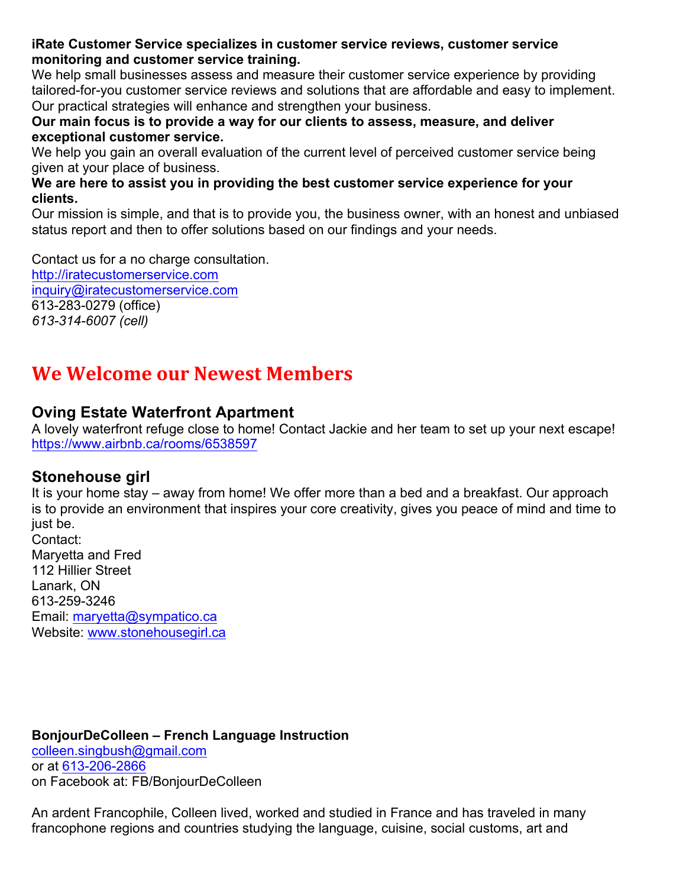**iRate Customer Service specializes in customer service reviews, customer service monitoring and customer service training.**

We help small businesses assess and measure their customer service experience by providing tailored-for-you customer service reviews and solutions that are affordable and easy to implement. Our practical strategies will enhance and strengthen your business.

**Our main focus is to provide a way for our clients to assess, measure, and deliver exceptional customer service.**

We help you gain an overall evaluation of the current level of perceived customer service being given at your place of business.

**We are here to assist you in providing the best customer service experience for your clients.**

Our mission is simple, and that is to provide you, the business owner, with an honest and unbiased status report and then to offer solutions based on our findings and your needs.

Contact us for a no charge consultation.
http://iratecustomerservice.com
inquiry@iratecustomerservice.com
613-283-0279 (office)
*613-314-6007 (cell)*

# We Welcome our Newest Members

### Oving Estate Waterfront Apartment

A lovely waterfront refuge close to home! Contact Jackie and her team to set up your next escape!
https://www.airbnb.ca/rooms/6538597

### Stonehouse girl

It is your home stay – away from home! We offer more than a bed and a breakfast. Our approach is to provide an environment that inspires your core creativity, gives you peace of mind and time to just be.
Contact:
Maryetta and Fred
112 Hillier Street
Lanark, ON
613-259-3246
Email: maryetta@sympatico.ca
Website: www.stonehousegirl.ca

**BonjourDeColleen – French Language Instruction**
colleen.singbush@gmail.com
or at 613-206-2866
on Facebook at: FB/BonjourDeColleen

An ardent Francophile, Colleen lived, worked and studied in France and has traveled in many francophone regions and countries studying the language, cuisine, social customs, art and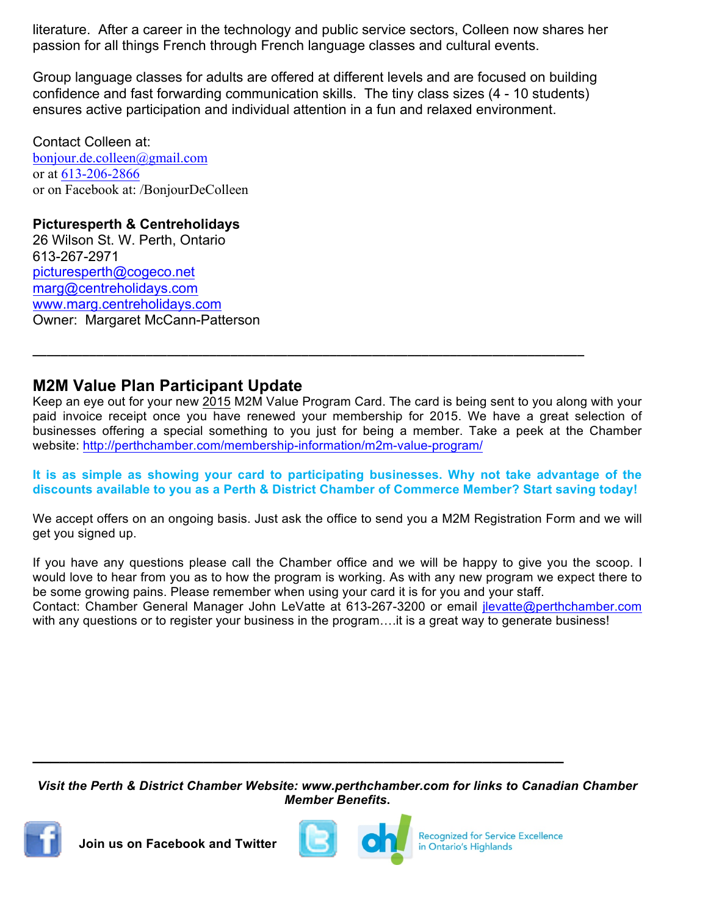literature. After a career in the technology and public service sectors, Colleen now shares her passion for all things French through French language classes and cultural events.

Group language classes for adults are offered at different levels and are focused on building confidence and fast forwarding communication skills. The tiny class sizes (4 - 10 students) ensures active participation and individual attention in a fun and relaxed environment.

Contact Colleen at:
bonjour.de.colleen@gmail.com
or at 613-206-2866
or on Facebook at: /BonjourDeColleen

**Picturesperth & Centreholidays**
26 Wilson St. W. Perth, Ontario
613-267-2971
picturesperth@cogeco.net
marg@centreholidays.com
www.marg.centreholidays.com
Owner: Margaret McCann-Patterson

---

## M2M Value Plan Participant Update

Keep an eye out for your new 2015 M2M Value Program Card. The card is being sent to you along with your paid invoice receipt once you have renewed your membership for 2015. We have a great selection of businesses offering a special something to you just for being a member. Take a peek at the Chamber website: http://perthchamber.com/membership-information/m2m-value-program/

**It is as simple as showing your card to participating businesses. Why not take advantage of the discounts available to you as a Perth & District Chamber of Commerce Member? Start saving today!**

We accept offers on an ongoing basis. Just ask the office to send you a M2M Registration Form and we will get you signed up.

If you have any questions please call the Chamber office and we will be happy to give you the scoop. I would love to hear from you as to how the program is working. As with any new program we expect there to be some growing pains. Please remember when using your card it is for you and your staff.
Contact: Chamber General Manager John LeVatte at 613-267-3200 or email jlevatte@perthchamber.com with any questions or to register your business in the program….it is a great way to generate business!

---

***Visit the Perth & District Chamber Website: www.perthchamber.com for links to Canadian Chamber Member Benefits.***

**Join us on Facebook and Twitter**

Recognized for Service Excellence in Ontario's Highlands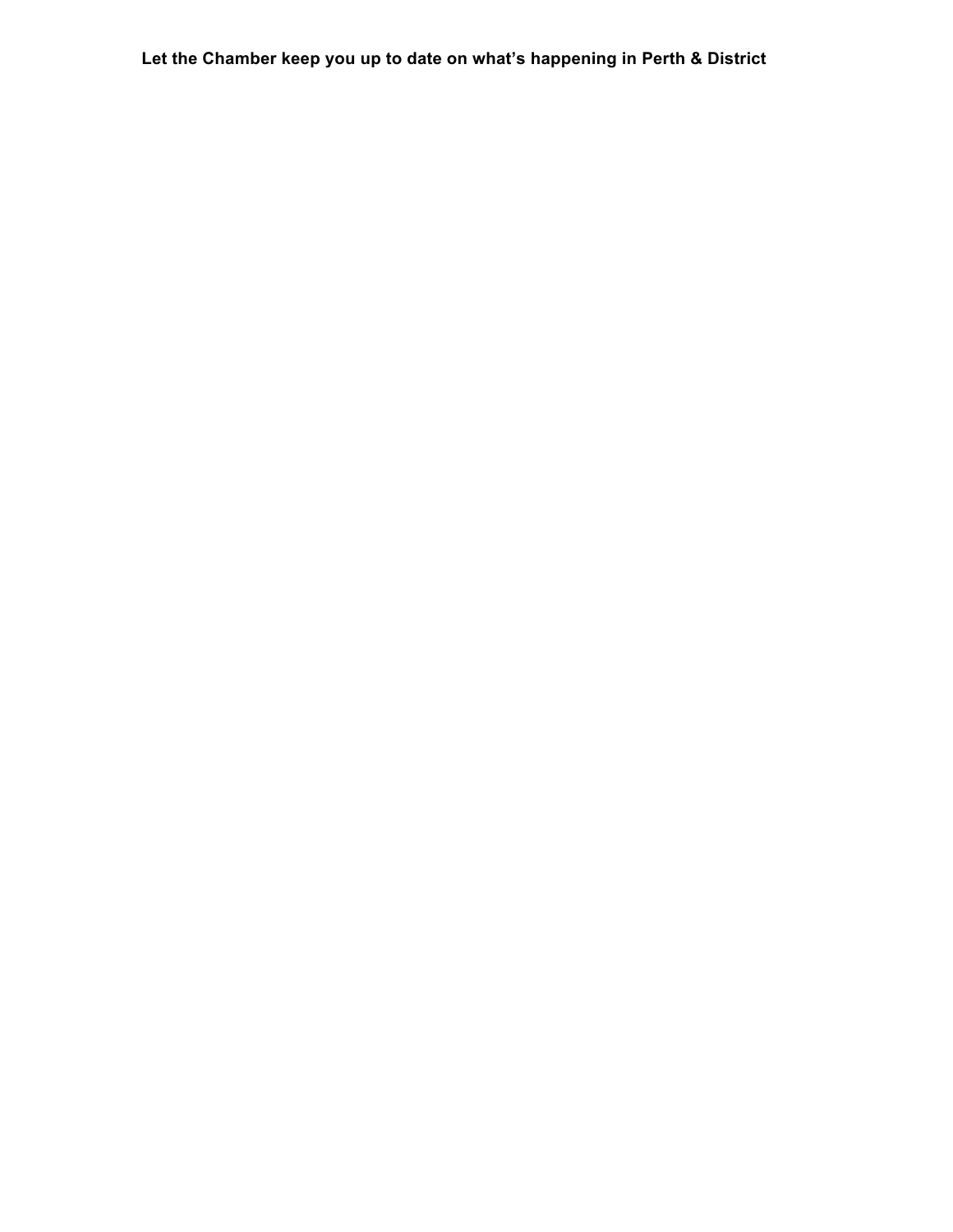**Let the Chamber keep you up to date on what's happening in Perth & District**